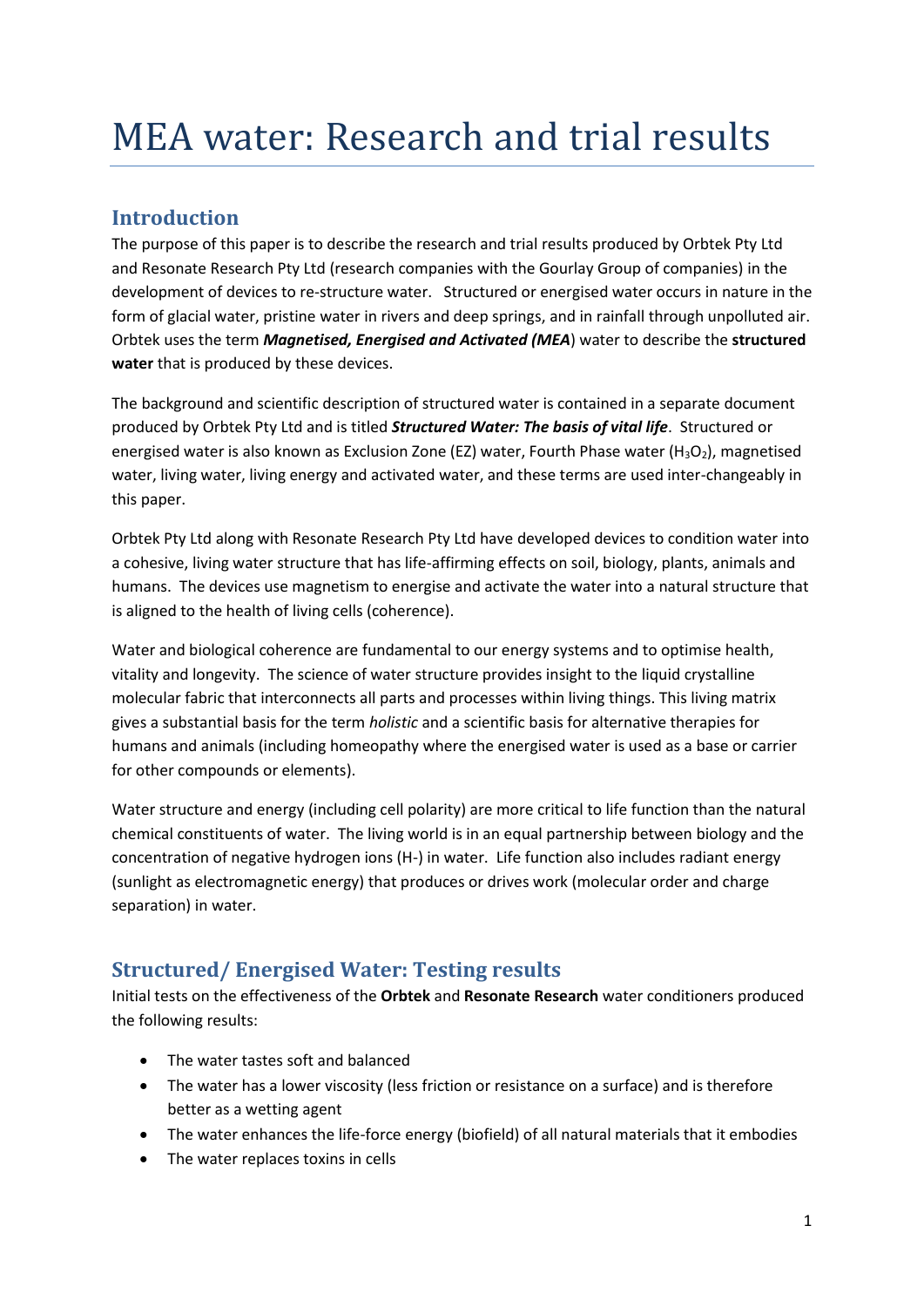# MEA water: Research and trial results

## Introduction

The purpose of this paper is to describe the research and trial results produced by Orbtek Pty Ltd and Resonate Research Pty Ltd (research companies with the Gourlay Group of companies) in the development of devices to re-structure water. Structured or energised water occurs in nature in the form of glacial water, pristine water in rivers and deep springs, and in rainfall through unpolluted air. Orbtek uses the term ***Magnetised, Energised and Activated (MEA***) water to describe the **structured water** that is produced by these devices.

The background and scientific description of structured water is contained in a separate document produced by Orbtek Pty Ltd and is titled ***Structured Water: The basis of vital life***. Structured or energised water is also known as Exclusion Zone (EZ) water, Fourth Phase water ($H_3O_2$), magnetised water, living water, living energy and activated water, and these terms are used inter-changeably in this paper.

Orbtek Pty Ltd along with Resonate Research Pty Ltd have developed devices to condition water into a cohesive, living water structure that has life-affirming effects on soil, biology, plants, animals and humans. The devices use magnetism to energise and activate the water into a natural structure that is aligned to the health of living cells (coherence).

Water and biological coherence are fundamental to our energy systems and to optimise health, vitality and longevity. The science of water structure provides insight to the liquid crystalline molecular fabric that interconnects all parts and processes within living things. This living matrix gives a substantial basis for the term *holistic* and a scientific basis for alternative therapies for humans and animals (including homeopathy where the energised water is used as a base or carrier for other compounds or elements).

Water structure and energy (including cell polarity) are more critical to life function than the natural chemical constituents of water. The living world is in an equal partnership between biology and the concentration of negative hydrogen ions ($H^-$) in water. Life function also includes radiant energy (sunlight as electromagnetic energy) that produces or drives work (molecular order and charge separation) in water.

## Structured/ Energised Water: Testing results

Initial tests on the effectiveness of the **Orbtek** and **Resonate Research** water conditioners produced the following results:

- The water tastes soft and balanced
- The water has a lower viscosity (less friction or resistance on a surface) and is therefore better as a wetting agent
- The water enhances the life-force energy (biofield) of all natural materials that it embodies
- The water replaces toxins in cells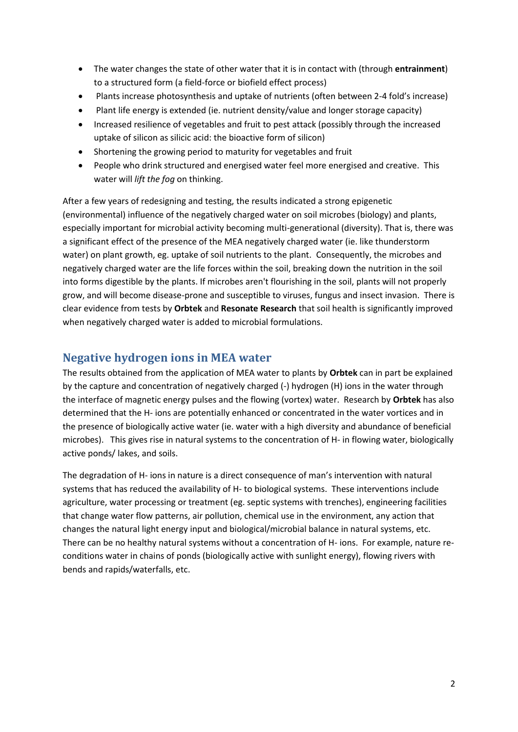- The water changes the state of other water that it is in contact with (through **entrainment**) to a structured form (a field-force or biofield effect process)
- Plants increase photosynthesis and uptake of nutrients (often between 2-4 fold's increase)
- Plant life energy is extended (ie. nutrient density/value and longer storage capacity)
- Increased resilience of vegetables and fruit to pest attack (possibly through the increased uptake of silicon as silicic acid: the bioactive form of silicon)
- Shortening the growing period to maturity for vegetables and fruit
- People who drink structured and energised water feel more energised and creative. This water will *lift the fog* on thinking.

After a few years of redesigning and testing, the results indicated a strong epigenetic (environmental) influence of the negatively charged water on soil microbes (biology) and plants, especially important for microbial activity becoming multi-generational (diversity). That is, there was a significant effect of the presence of the MEA negatively charged water (ie. like thunderstorm water) on plant growth, eg. uptake of soil nutrients to the plant. Consequently, the microbes and negatively charged water are the life forces within the soil, breaking down the nutrition in the soil into forms digestible by the plants. If microbes aren't flourishing in the soil, plants will not properly grow, and will become disease-prone and susceptible to viruses, fungus and insect invasion. There is clear evidence from tests by **Orbtek** and **Resonate Research** that soil health is significantly improved when negatively charged water is added to microbial formulations.

## Negative hydrogen ions in MEA water

The results obtained from the application of MEA water to plants by **Orbtek** can in part be explained by the capture and concentration of negatively charged (-) hydrogen (H) ions in the water through the interface of magnetic energy pulses and the flowing (vortex) water. Research by **Orbtek** has also determined that the H- ions are potentially enhanced or concentrated in the water vortices and in the presence of biologically active water (ie. water with a high diversity and abundance of beneficial microbes). This gives rise in natural systems to the concentration of H- in flowing water, biologically active ponds/ lakes, and soils.

The degradation of H- ions in nature is a direct consequence of man's intervention with natural systems that has reduced the availability of H- to biological systems. These interventions include agriculture, water processing or treatment (eg. septic systems with trenches), engineering facilities that change water flow patterns, air pollution, chemical use in the environment, any action that changes the natural light energy input and biological/microbial balance in natural systems, etc. There can be no healthy natural systems without a concentration of H- ions. For example, nature re-conditions water in chains of ponds (biologically active with sunlight energy), flowing rivers with bends and rapids/waterfalls, etc.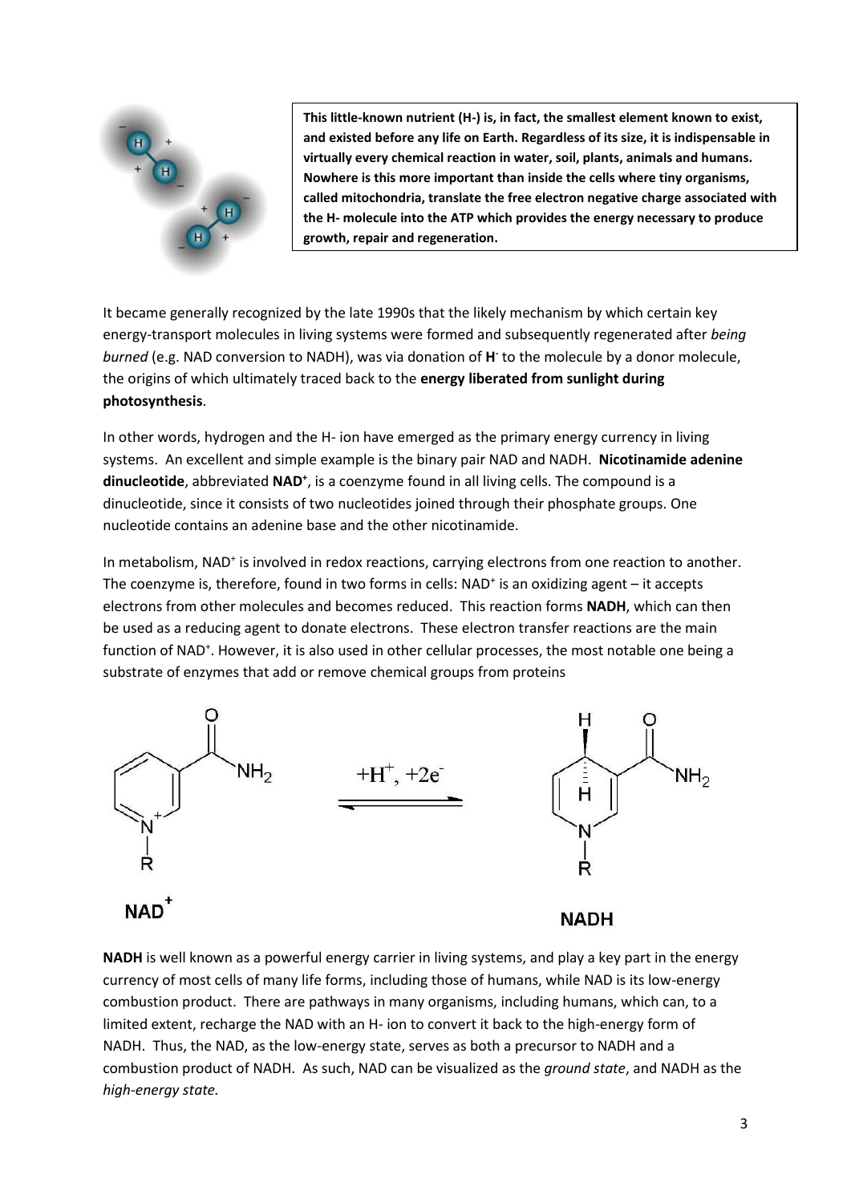**This little-known nutrient (H-) is, in fact, the smallest element known to exist, and existed before any life on Earth. Regardless of its size, it is indispensable in virtually every chemical reaction in water, soil, plants, animals and humans. Nowhere is this more important than inside the cells where tiny organisms, called mitochondria, translate the free electron negative charge associated with the H- molecule into the ATP which provides the energy necessary to produce growth, repair and regeneration.**

It became generally recognized by the late 1990s that the likely mechanism by which certain key energy-transport molecules in living systems were formed and subsequently regenerated after *being burned* (e.g. NAD conversion to NADH), was via donation of **$H^-$** to the molecule by a donor molecule, the origins of which ultimately traced back to the **energy liberated from sunlight during photosynthesis**.

In other words, hydrogen and the H- ion have emerged as the primary energy currency in living systems. An excellent and simple example is the binary pair NAD and NADH. **Nicotinamide adenine dinucleotide**, abbreviated **$NAD^+$**, is a coenzyme found in all living cells. The compound is a dinucleotide, since it consists of two nucleotides joined through their phosphate groups. One nucleotide contains an adenine base and the other nicotinamide.

In metabolism, $NAD^+$ is involved in redox reactions, carrying electrons from one reaction to another. The coenzyme is, therefore, found in two forms in cells: $NAD^+$ is an oxidizing agent – it accepts electrons from other molecules and becomes reduced. This reaction forms **NADH**, which can then be used as a reducing agent to donate electrons. These electron transfer reactions are the main function of $NAD^+$. However, it is also used in other cellular processes, the most notable one being a substrate of enzymes that add or remove chemical groups from proteins

$NAD^+$ $\xrightleftharpoons{+H^+,\ +2e^-}$ NADH

**NADH** is well known as a powerful energy carrier in living systems, and play a key part in the energy currency of most cells of many life forms, including those of humans, while NAD is its low-energy combustion product. There are pathways in many organisms, including humans, which can, to a limited extent, recharge the NAD with an H- ion to convert it back to the high-energy form of NADH. Thus, the NAD, as the low-energy state, serves as both a precursor to NADH and a combustion product of NADH. As such, NAD can be visualized as the *ground state*, and NADH as the *high-energy state.*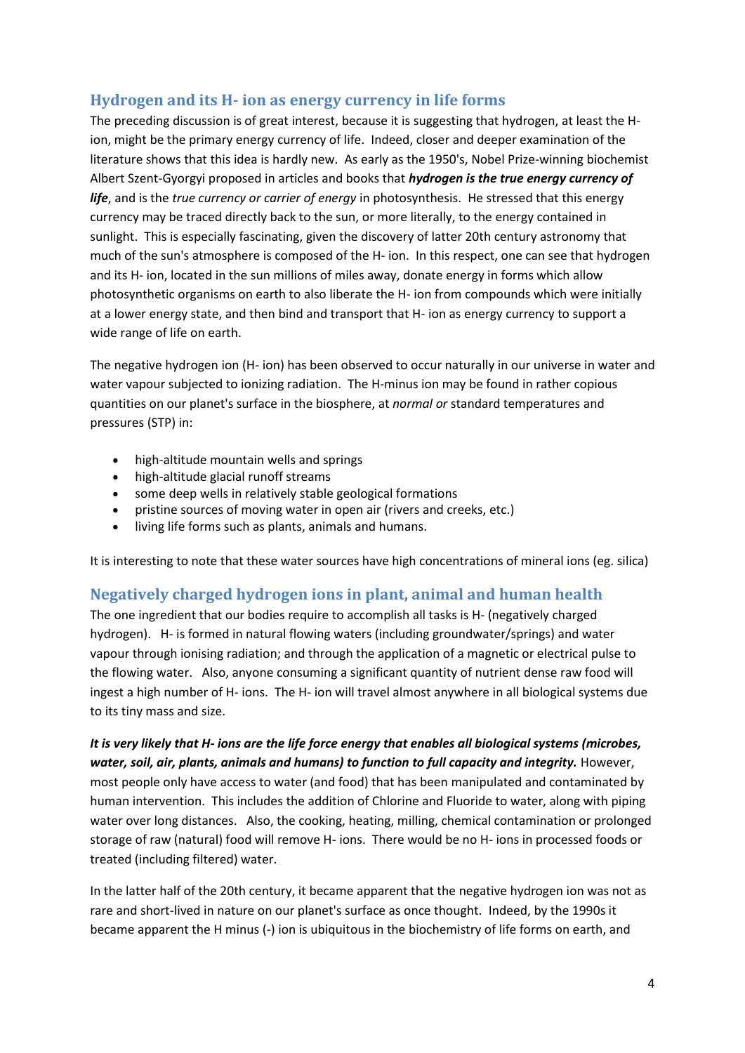## Hydrogen and its H- ion as energy currency in life forms

The preceding discussion is of great interest, because it is suggesting that hydrogen, at least the H- ion, might be the primary energy currency of life. Indeed, closer and deeper examination of the literature shows that this idea is hardly new. As early as the 1950's, Nobel Prize-winning biochemist Albert Szent-Gyorgyi proposed in articles and books that ***hydrogen is the true energy currency of life***, and is the *true currency or carrier of energy* in photosynthesis. He stressed that this energy currency may be traced directly back to the sun, or more literally, to the energy contained in sunlight. This is especially fascinating, given the discovery of latter 20th century astronomy that much of the sun's atmosphere is composed of the H- ion. In this respect, one can see that hydrogen and its H- ion, located in the sun millions of miles away, donate energy in forms which allow photosynthetic organisms on earth to also liberate the H- ion from compounds which were initially at a lower energy state, and then bind and transport that H- ion as energy currency to support a wide range of life on earth.

The negative hydrogen ion (H- ion) has been observed to occur naturally in our universe in water and water vapour subjected to ionizing radiation. The H-minus ion may be found in rather copious quantities on our planet's surface in the biosphere, at *normal or* standard temperatures and pressures (STP) in:

- high-altitude mountain wells and springs
- high-altitude glacial runoff streams
- some deep wells in relatively stable geological formations
- pristine sources of moving water in open air (rivers and creeks, etc.)
- living life forms such as plants, animals and humans.

It is interesting to note that these water sources have high concentrations of mineral ions (eg. silica)

## Negatively charged hydrogen ions in plant, animal and human health

The one ingredient that our bodies require to accomplish all tasks is H- (negatively charged hydrogen). H- is formed in natural flowing waters (including groundwater/springs) and water vapour through ionising radiation; and through the application of a magnetic or electrical pulse to the flowing water. Also, anyone consuming a significant quantity of nutrient dense raw food will ingest a high number of H- ions. The H- ion will travel almost anywhere in all biological systems due to its tiny mass and size.

***It is very likely that H- ions are the life force energy that enables all biological systems (microbes, water, soil, air, plants, animals and humans) to function to full capacity and integrity.*** However, most people only have access to water (and food) that has been manipulated and contaminated by human intervention. This includes the addition of Chlorine and Fluoride to water, along with piping water over long distances. Also, the cooking, heating, milling, chemical contamination or prolonged storage of raw (natural) food will remove H- ions. There would be no H- ions in processed foods or treated (including filtered) water.

In the latter half of the 20th century, it became apparent that the negative hydrogen ion was not as rare and short-lived in nature on our planet's surface as once thought. Indeed, by the 1990s it became apparent the H minus (-) ion is ubiquitous in the biochemistry of life forms on earth, and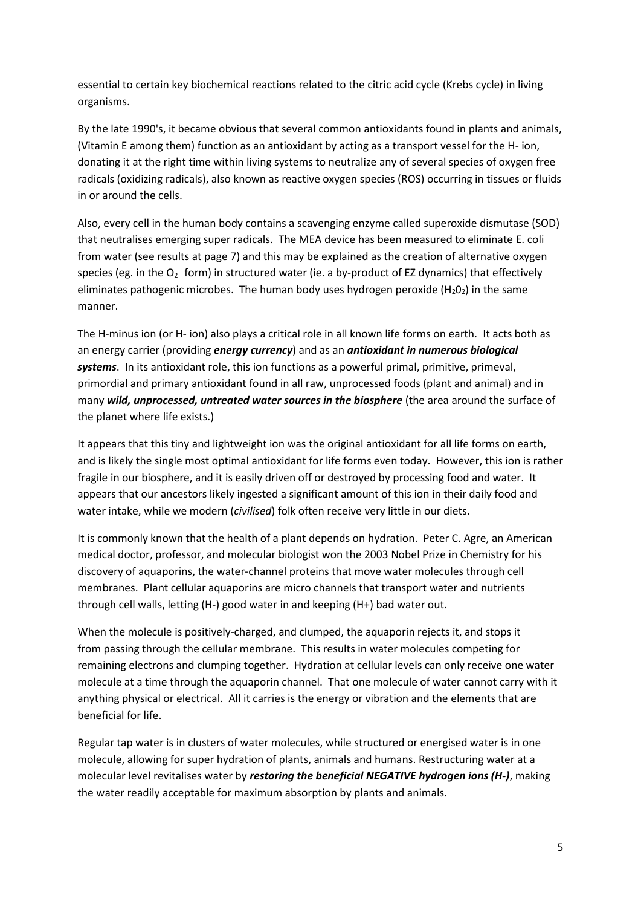essential to certain key biochemical reactions related to the citric acid cycle (Krebs cycle) in living organisms.

By the late 1990's, it became obvious that several common antioxidants found in plants and animals, (Vitamin E among them) function as an antioxidant by acting as a transport vessel for the H- ion, donating it at the right time within living systems to neutralize any of several species of oxygen free radicals (oxidizing radicals), also known as reactive oxygen species (ROS) occurring in tissues or fluids in or around the cells.

Also, every cell in the human body contains a scavenging enzyme called superoxide dismutase (SOD) that neutralises emerging super radicals. The MEA device has been measured to eliminate E. coli from water (see results at page 7) and this may be explained as the creation of alternative oxygen species (eg. in the $O_2^-$ form) in structured water (ie. a by-product of EZ dynamics) that effectively eliminates pathogenic microbes. The human body uses hydrogen peroxide ($H_2 0_2$) in the same manner.

The H-minus ion (or H- ion) also plays a critical role in all known life forms on earth. It acts both as an energy carrier (providing ***energy currency***) and as an ***antioxidant in numerous biological systems***. In its antioxidant role, this ion functions as a powerful primal, primitive, primeval, primordial and primary antioxidant found in all raw, unprocessed foods (plant and animal) and in many ***wild, unprocessed, untreated water sources in the biosphere*** (the area around the surface of the planet where life exists.)

It appears that this tiny and lightweight ion was the original antioxidant for all life forms on earth, and is likely the single most optimal antioxidant for life forms even today. However, this ion is rather fragile in our biosphere, and it is easily driven off or destroyed by processing food and water. It appears that our ancestors likely ingested a significant amount of this ion in their daily food and water intake, while we modern (*civilised*) folk often receive very little in our diets.

It is commonly known that the health of a plant depends on hydration. Peter C. Agre, an American medical doctor, professor, and molecular biologist won the 2003 Nobel Prize in Chemistry for his discovery of aquaporins, the water-channel proteins that move water molecules through cell membranes. Plant cellular aquaporins are micro channels that transport water and nutrients through cell walls, letting (H-) good water in and keeping (H+) bad water out.

When the molecule is positively-charged, and clumped, the aquaporin rejects it, and stops it from passing through the cellular membrane. This results in water molecules competing for remaining electrons and clumping together. Hydration at cellular levels can only receive one water molecule at a time through the aquaporin channel. That one molecule of water cannot carry with it anything physical or electrical. All it carries is the energy or vibration and the elements that are beneficial for life.

Regular tap water is in clusters of water molecules, while structured or energised water is in one molecule, allowing for super hydration of plants, animals and humans. Restructuring water at a molecular level revitalises water by ***restoring the beneficial NEGATIVE hydrogen ions (H-)***, making the water readily acceptable for maximum absorption by plants and animals.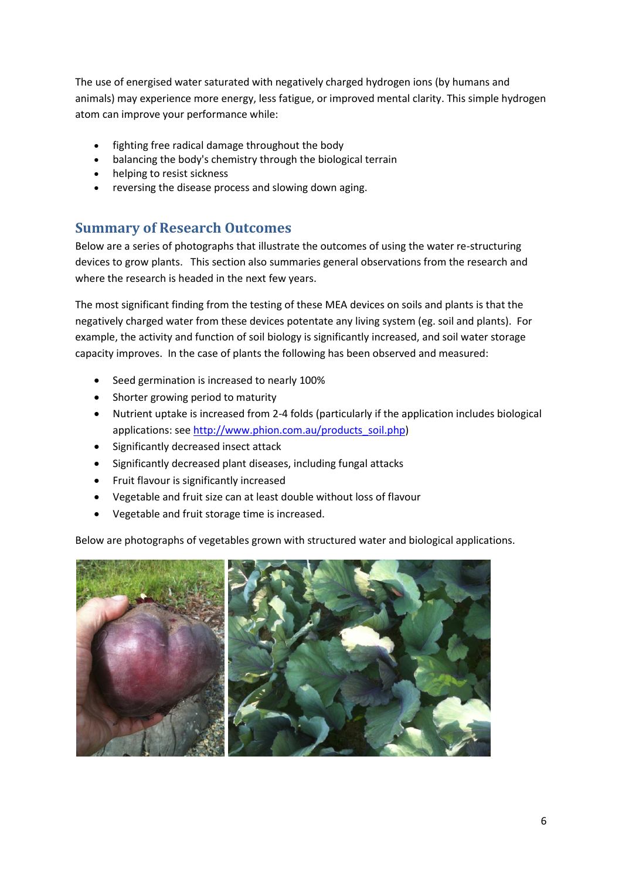The use of energised water saturated with negatively charged hydrogen ions (by humans and animals) may experience more energy, less fatigue, or improved mental clarity. This simple hydrogen atom can improve your performance while:

- fighting free radical damage throughout the body
- balancing the body's chemistry through the biological terrain
- helping to resist sickness
- reversing the disease process and slowing down aging.

## Summary of Research Outcomes

Below are a series of photographs that illustrate the outcomes of using the water re-structuring devices to grow plants. This section also summaries general observations from the research and where the research is headed in the next few years.

The most significant finding from the testing of these MEA devices on soils and plants is that the negatively charged water from these devices potentate any living system (eg. soil and plants). For example, the activity and function of soil biology is significantly increased, and soil water storage capacity improves. In the case of plants the following has been observed and measured:

- Seed germination is increased to nearly 100%
- Shorter growing period to maturity
- Nutrient uptake is increased from 2-4 folds (particularly if the application includes biological applications: see [http://www.phion.com.au/products_soil.php](http://www.phion.com.au/products_soil.php))
- Significantly decreased insect attack
- Significantly decreased plant diseases, including fungal attacks
- Fruit flavour is significantly increased
- Vegetable and fruit size can at least double without loss of flavour
- Vegetable and fruit storage time is increased.

Below are photographs of vegetables grown with structured water and biological applications.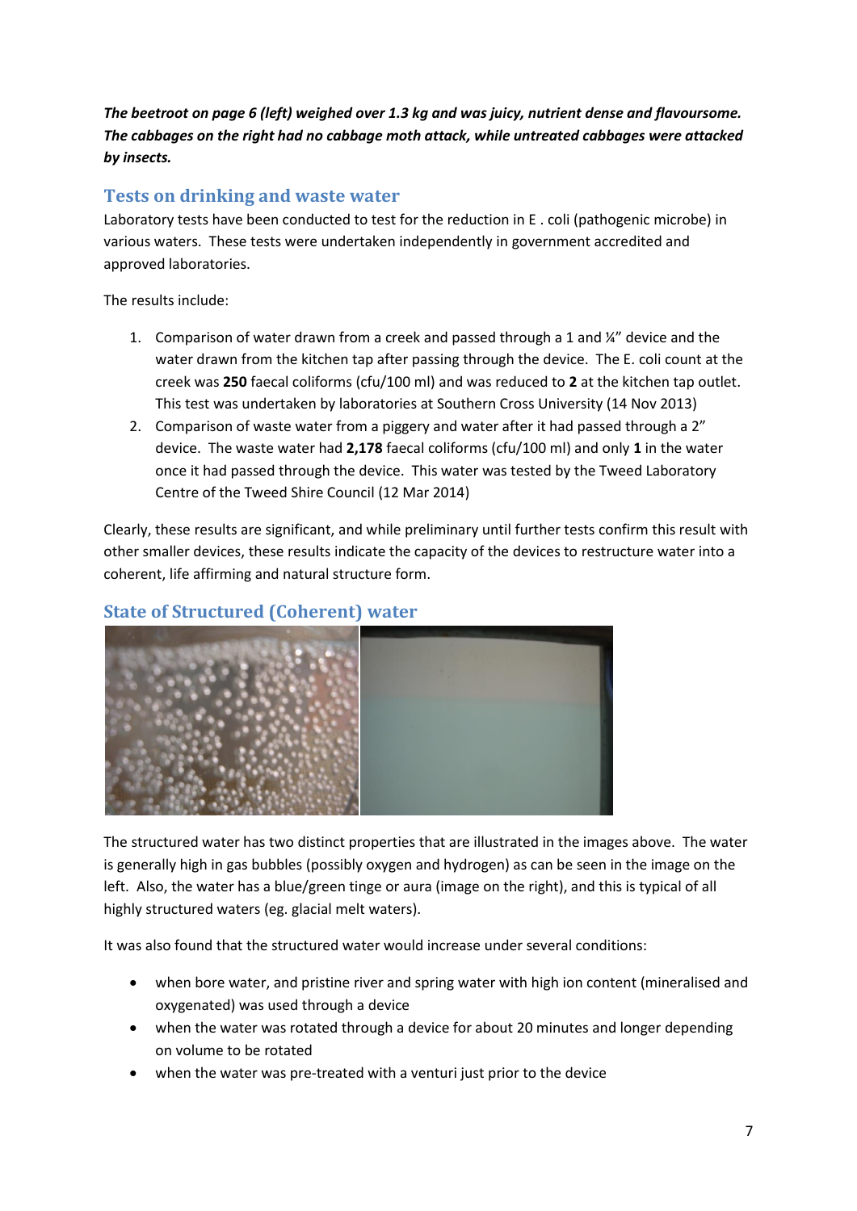***The beetroot on page 6 (left) weighed over 1.3 kg and was juicy, nutrient dense and flavoursome. The cabbages on the right had no cabbage moth attack, while untreated cabbages were attacked by insects.***

## Tests on drinking and waste water

Laboratory tests have been conducted to test for the reduction in E . coli (pathogenic microbe) in various waters. These tests were undertaken independently in government accredited and approved laboratories.

The results include:

1. Comparison of water drawn from a creek and passed through a 1 and ¼" device and the water drawn from the kitchen tap after passing through the device. The E. coli count at the creek was **250** faecal coliforms (cfu/100 ml) and was reduced to **2** at the kitchen tap outlet. This test was undertaken by laboratories at Southern Cross University (14 Nov 2013)
2. Comparison of waste water from a piggery and water after it had passed through a 2" device. The waste water had **2,178** faecal coliforms (cfu/100 ml) and only **1** in the water once it had passed through the device. This water was tested by the Tweed Laboratory Centre of the Tweed Shire Council (12 Mar 2014)

Clearly, these results are significant, and while preliminary until further tests confirm this result with other smaller devices, these results indicate the capacity of the devices to restructure water into a coherent, life affirming and natural structure form.

## State of Structured (Coherent) water

The structured water has two distinct properties that are illustrated in the images above. The water is generally high in gas bubbles (possibly oxygen and hydrogen) as can be seen in the image on the left. Also, the water has a blue/green tinge or aura (image on the right), and this is typical of all highly structured waters (eg. glacial melt waters).

It was also found that the structured water would increase under several conditions:

- when bore water, and pristine river and spring water with high ion content (mineralised and oxygenated) was used through a device
- when the water was rotated through a device for about 20 minutes and longer depending on volume to be rotated
- when the water was pre-treated with a venturi just prior to the device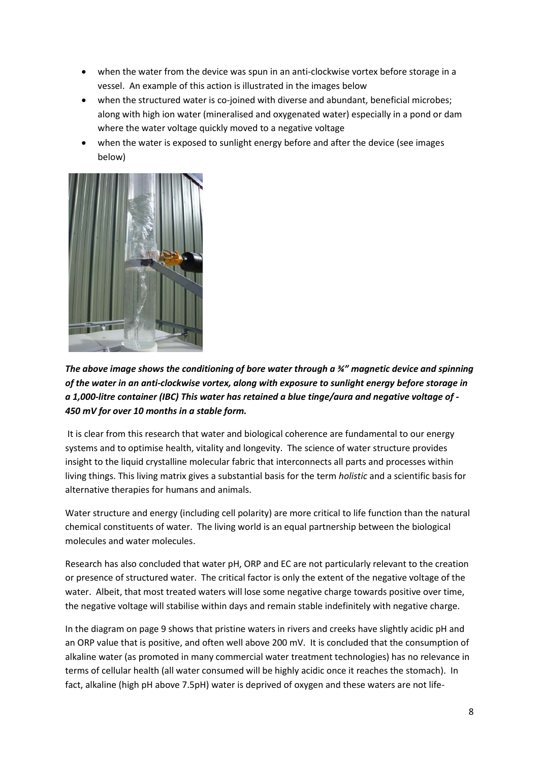- when the water from the device was spun in an anti-clockwise vortex before storage in a vessel. An example of this action is illustrated in the images below
- when the structured water is co-joined with diverse and abundant, beneficial microbes; along with high ion water (mineralised and oxygenated water) especially in a pond or dam where the water voltage quickly moved to a negative voltage
- when the water is exposed to sunlight energy before and after the device (see images below)

***The above image shows the conditioning of bore water through a ¾" magnetic device and spinning of the water in an anti-clockwise vortex, along with exposure to sunlight energy before storage in a 1,000-litre container (IBC) This water has retained a blue tinge/aura and negative voltage of -450 mV for over 10 months in a stable form.***

It is clear from this research that water and biological coherence are fundamental to our energy systems and to optimise health, vitality and longevity. The science of water structure provides insight to the liquid crystalline molecular fabric that interconnects all parts and processes within living things. This living matrix gives a substantial basis for the term *holistic* and a scientific basis for alternative therapies for humans and animals.

Water structure and energy (including cell polarity) are more critical to life function than the natural chemical constituents of water. The living world is an equal partnership between the biological molecules and water molecules.

Research has also concluded that water pH, ORP and EC are not particularly relevant to the creation or presence of structured water. The critical factor is only the extent of the negative voltage of the water. Albeit, that most treated waters will lose some negative charge towards positive over time, the negative voltage will stabilise within days and remain stable indefinitely with negative charge.

In the diagram on page 9 shows that pristine waters in rivers and creeks have slightly acidic pH and an ORP value that is positive, and often well above 200 mV. It is concluded that the consumption of alkaline water (as promoted in many commercial water treatment technologies) has no relevance in terms of cellular health (all water consumed will be highly acidic once it reaches the stomach). In fact, alkaline (high pH above 7.5pH) water is deprived of oxygen and these waters are not life-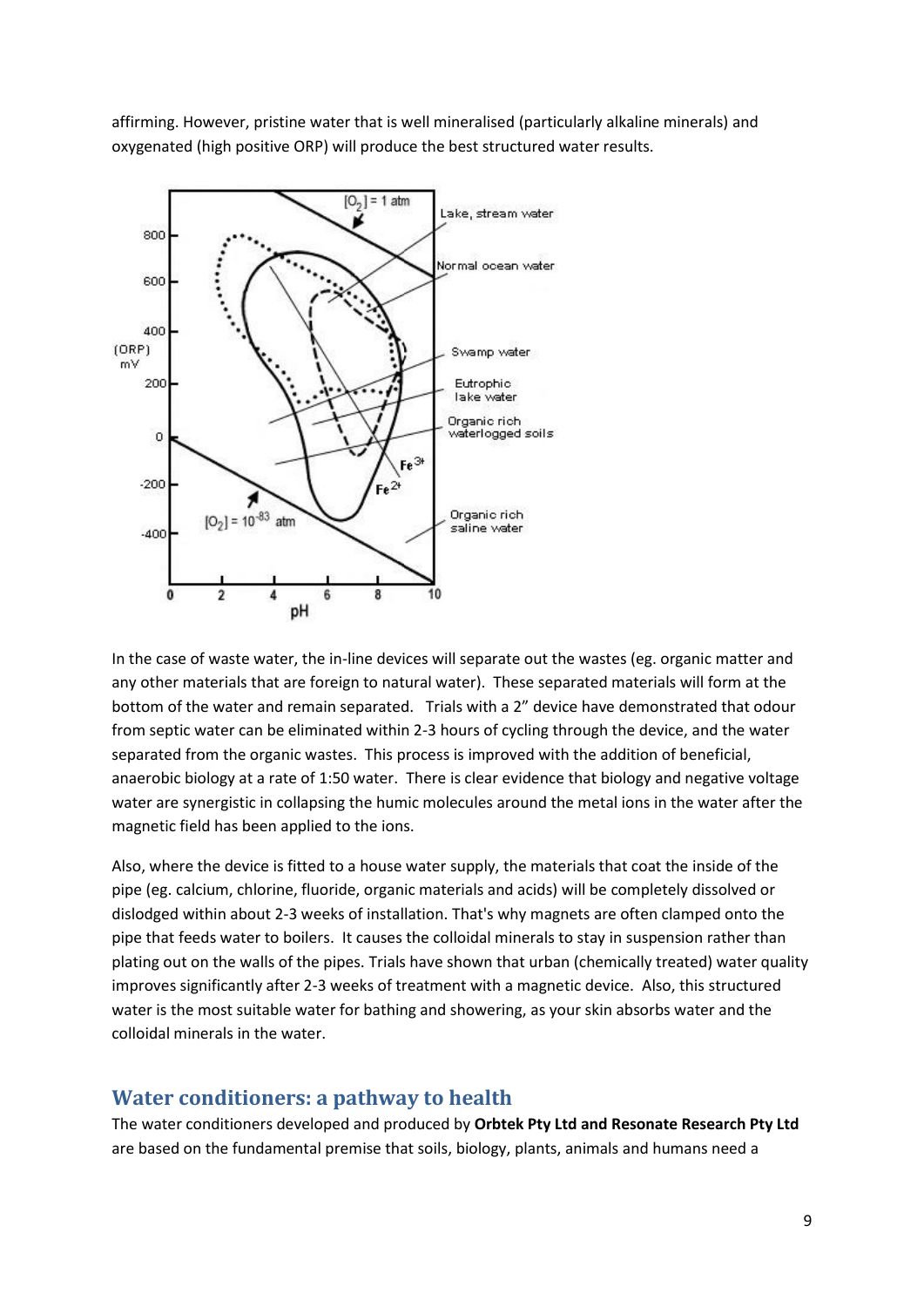affirming. However, pristine water that is well mineralised (particularly alkaline minerals) and oxygenated (high positive ORP) will produce the best structured water results.

$[O_2]$ = 1 atm
Lake, stream water
Normal ocean water
Swamp water
Eutrophic lake water
Organic rich waterlogged soils
Organic rich saline water
$Fe^{3+}$
$Fe^{2+}$
$[O_2] = 10^{-83}$ atm
(ORP) mV
800
600
400
200
0
-200
-400
0
2
4
6
8
10
pH

In the case of waste water, the in-line devices will separate out the wastes (eg. organic matter and any other materials that are foreign to natural water). These separated materials will form at the bottom of the water and remain separated. Trials with a 2" device have demonstrated that odour from septic water can be eliminated within 2-3 hours of cycling through the device, and the water separated from the organic wastes. This process is improved with the addition of beneficial, anaerobic biology at a rate of 1:50 water. There is clear evidence that biology and negative voltage water are synergistic in collapsing the humic molecules around the metal ions in the water after the magnetic field has been applied to the ions.

Also, where the device is fitted to a house water supply, the materials that coat the inside of the pipe (eg. calcium, chlorine, fluoride, organic materials and acids) will be completely dissolved or dislodged within about 2-3 weeks of installation. That's why magnets are often clamped onto the pipe that feeds water to boilers. It causes the colloidal minerals to stay in suspension rather than plating out on the walls of the pipes. Trials have shown that urban (chemically treated) water quality improves significantly after 2-3 weeks of treatment with a magnetic device. Also, this structured water is the most suitable water for bathing and showering, as your skin absorbs water and the colloidal minerals in the water.

## Water conditioners: a pathway to health

The water conditioners developed and produced by **Orbtek Pty Ltd and Resonate Research Pty Ltd** are based on the fundamental premise that soils, biology, plants, animals and humans need a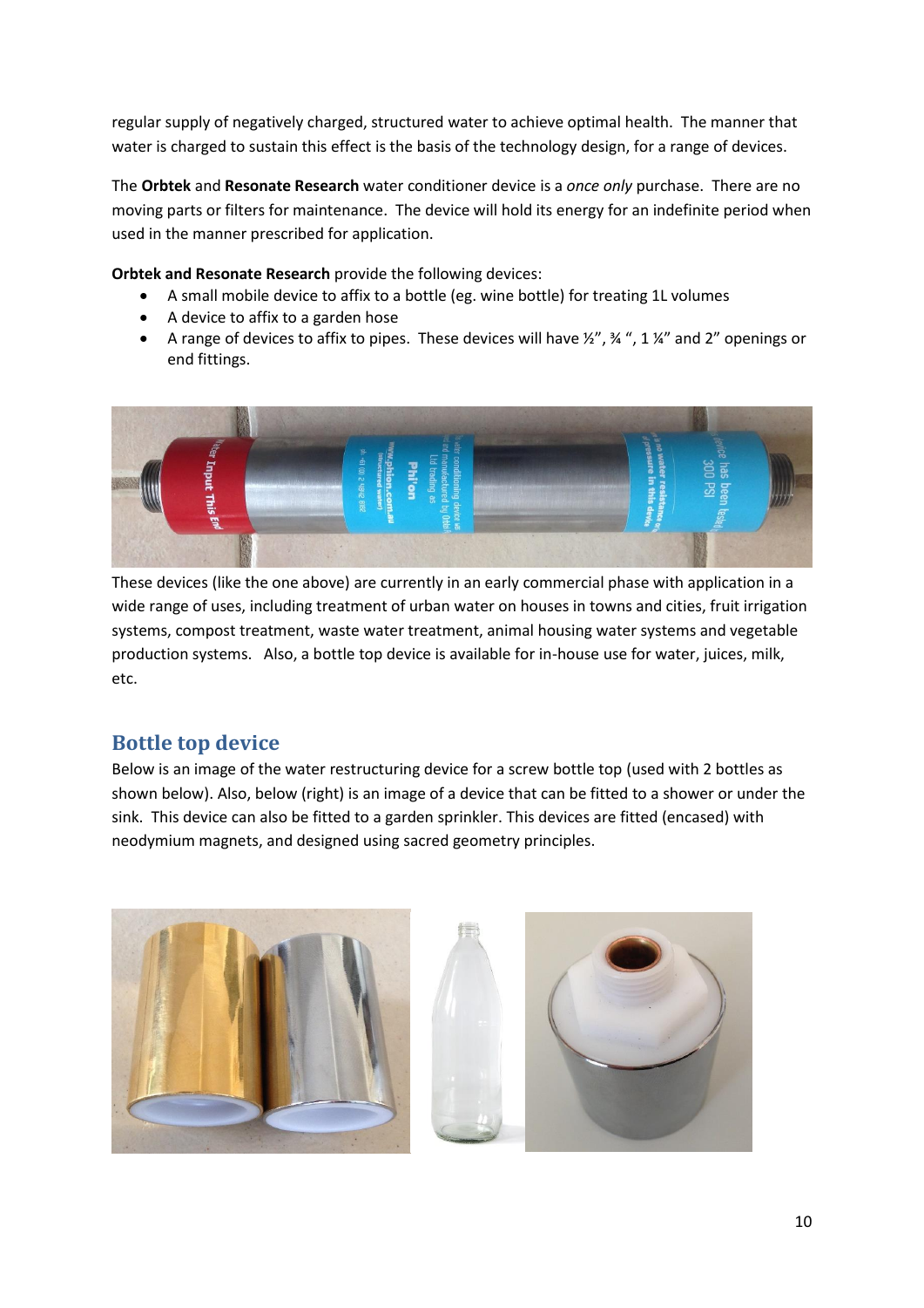regular supply of negatively charged, structured water to achieve optimal health. The manner that water is charged to sustain this effect is the basis of the technology design, for a range of devices.

The **Orbtek** and **Resonate Research** water conditioner device is a *once only* purchase. There are no moving parts or filters for maintenance. The device will hold its energy for an indefinite period when used in the manner prescribed for application.

**Orbtek and Resonate Research** provide the following devices:

- A small mobile device to affix to a bottle (eg. wine bottle) for treating 1L volumes
- A device to affix to a garden hose
- A range of devices to affix to pipes. These devices will have ½", ¾ ", 1 ¼" and 2" openings or end fittings.

These devices (like the one above) are currently in an early commercial phase with application in a wide range of uses, including treatment of urban water on houses in towns and cities, fruit irrigation systems, compost treatment, waste water treatment, animal housing water systems and vegetable production systems. Also, a bottle top device is available for in-house use for water, juices, milk, etc.

## Bottle top device

Below is an image of the water restructuring device for a screw bottle top (used with 2 bottles as shown below). Also, below (right) is an image of a device that can be fitted to a shower or under the sink. This device can also be fitted to a garden sprinkler. This devices are fitted (encased) with neodymium magnets, and designed using sacred geometry principles.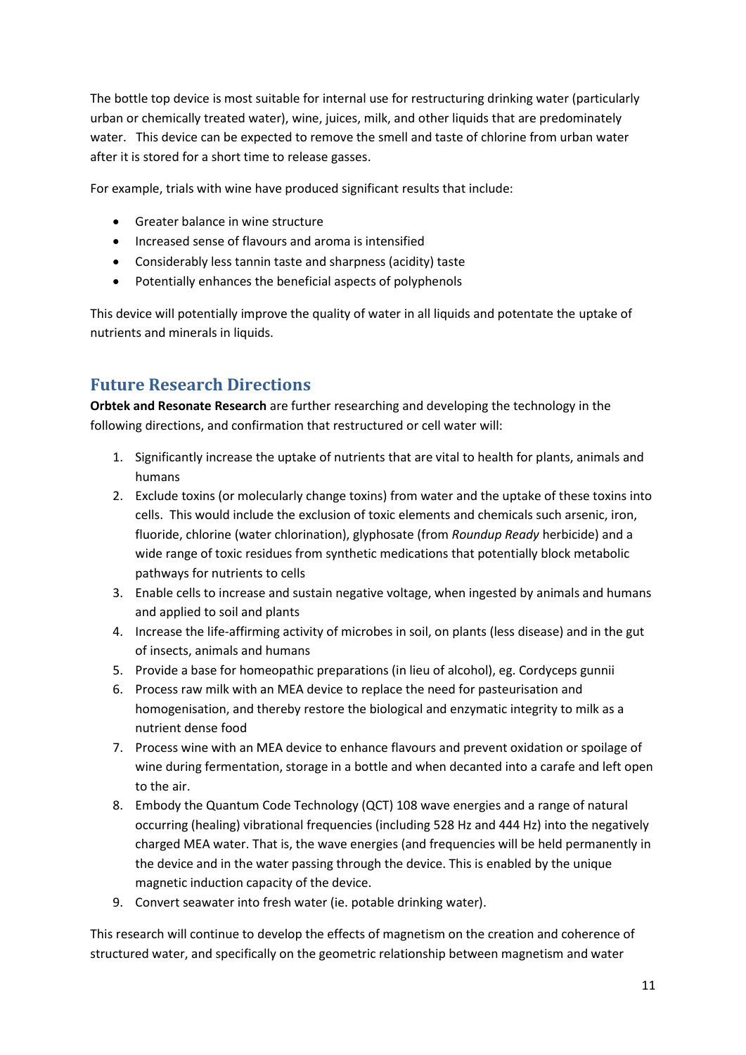The bottle top device is most suitable for internal use for restructuring drinking water (particularly urban or chemically treated water), wine, juices, milk, and other liquids that are predominately water. This device can be expected to remove the smell and taste of chlorine from urban water after it is stored for a short time to release gasses.

For example, trials with wine have produced significant results that include:

- Greater balance in wine structure
- Increased sense of flavours and aroma is intensified
- Considerably less tannin taste and sharpness (acidity) taste
- Potentially enhances the beneficial aspects of polyphenols

This device will potentially improve the quality of water in all liquids and potentate the uptake of nutrients and minerals in liquids.

## Future Research Directions

**Orbtek and Resonate Research** are further researching and developing the technology in the following directions, and confirmation that restructured or cell water will:

1. Significantly increase the uptake of nutrients that are vital to health for plants, animals and humans
2. Exclude toxins (or molecularly change toxins) from water and the uptake of these toxins into cells. This would include the exclusion of toxic elements and chemicals such arsenic, iron, fluoride, chlorine (water chlorination), glyphosate (from *Roundup Ready* herbicide) and a wide range of toxic residues from synthetic medications that potentially block metabolic pathways for nutrients to cells
3. Enable cells to increase and sustain negative voltage, when ingested by animals and humans and applied to soil and plants
4. Increase the life-affirming activity of microbes in soil, on plants (less disease) and in the gut of insects, animals and humans
5. Provide a base for homeopathic preparations (in lieu of alcohol), eg. Cordyceps gunnii
6. Process raw milk with an MEA device to replace the need for pasteurisation and homogenisation, and thereby restore the biological and enzymatic integrity to milk as a nutrient dense food
7. Process wine with an MEA device to enhance flavours and prevent oxidation or spoilage of wine during fermentation, storage in a bottle and when decanted into a carafe and left open to the air.
8. Embody the Quantum Code Technology (QCT) 108 wave energies and a range of natural occurring (healing) vibrational frequencies (including 528 Hz and 444 Hz) into the negatively charged MEA water. That is, the wave energies (and frequencies will be held permanently in the device and in the water passing through the device. This is enabled by the unique magnetic induction capacity of the device.
9. Convert seawater into fresh water (ie. potable drinking water).

This research will continue to develop the effects of magnetism on the creation and coherence of structured water, and specifically on the geometric relationship between magnetism and water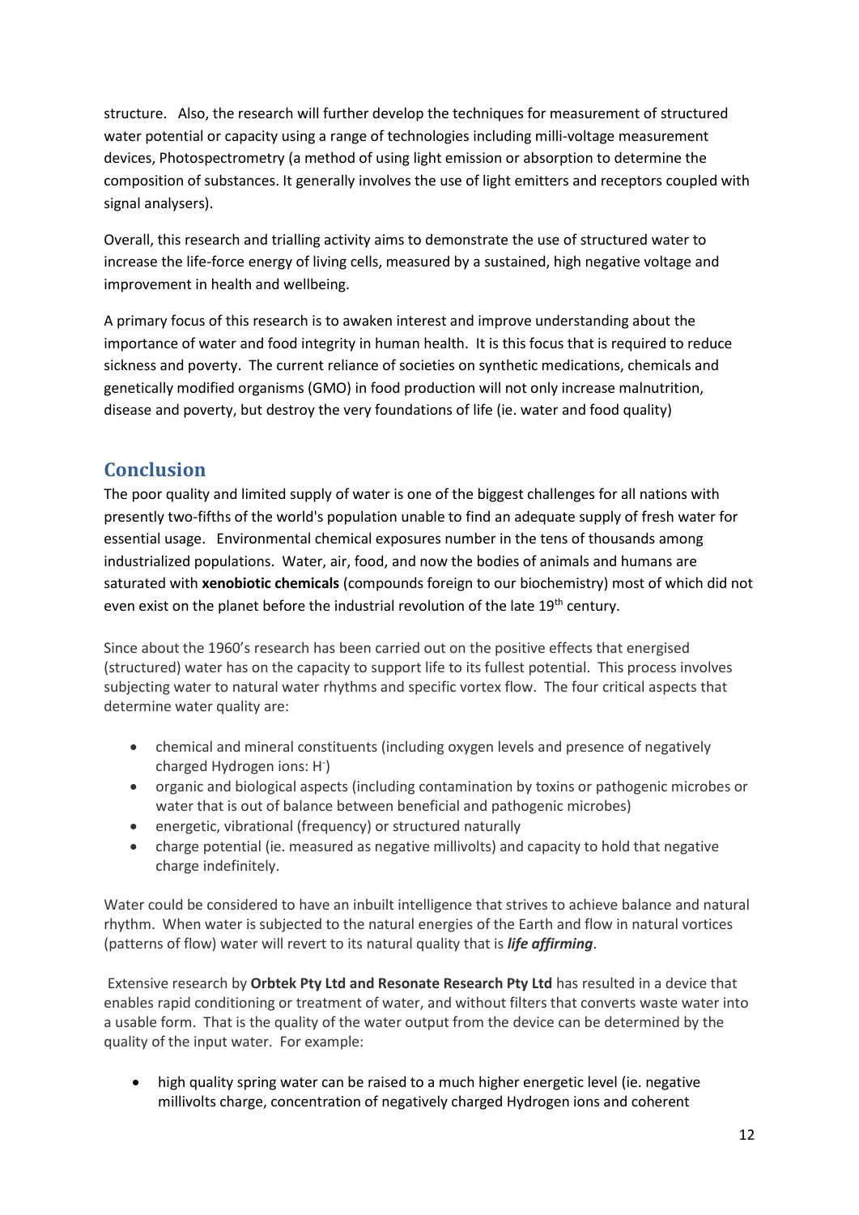structure. Also, the research will further develop the techniques for measurement of structured water potential or capacity using a range of technologies including milli-voltage measurement devices, Photospectrometry (a method of using light emission or absorption to determine the composition of substances. It generally involves the use of light emitters and receptors coupled with signal analysers).

Overall, this research and trialling activity aims to demonstrate the use of structured water to increase the life-force energy of living cells, measured by a sustained, high negative voltage and improvement in health and wellbeing.

A primary focus of this research is to awaken interest and improve understanding about the importance of water and food integrity in human health. It is this focus that is required to reduce sickness and poverty. The current reliance of societies on synthetic medications, chemicals and genetically modified organisms (GMO) in food production will not only increase malnutrition, disease and poverty, but destroy the very foundations of life (ie. water and food quality)

## Conclusion

The poor quality and limited supply of water is one of the biggest challenges for all nations with presently two-fifths of the world's population unable to find an adequate supply of fresh water for essential usage. Environmental chemical exposures number in the tens of thousands among industrialized populations. Water, air, food, and now the bodies of animals and humans are saturated with **xenobiotic chemicals** (compounds foreign to our biochemistry) most of which did not even exist on the planet before the industrial revolution of the late 19th century.

Since about the 1960's research has been carried out on the positive effects that energised (structured) water has on the capacity to support life to its fullest potential. This process involves subjecting water to natural water rhythms and specific vortex flow. The four critical aspects that determine water quality are:

- chemical and mineral constituents (including oxygen levels and presence of negatively charged Hydrogen ions: $H^-$)
- organic and biological aspects (including contamination by toxins or pathogenic microbes or water that is out of balance between beneficial and pathogenic microbes)
- energetic, vibrational (frequency) or structured naturally
- charge potential (ie. measured as negative millivolts) and capacity to hold that negative charge indefinitely.

Water could be considered to have an inbuilt intelligence that strives to achieve balance and natural rhythm. When water is subjected to the natural energies of the Earth and flow in natural vortices (patterns of flow) water will revert to its natural quality that is ***life affirming***.

Extensive research by **Orbtek Pty Ltd and Resonate Research Pty Ltd** has resulted in a device that enables rapid conditioning or treatment of water, and without filters that converts waste water into a usable form. That is the quality of the water output from the device can be determined by the quality of the input water. For example:

- high quality spring water can be raised to a much higher energetic level (ie. negative millivolts charge, concentration of negatively charged Hydrogen ions and coherent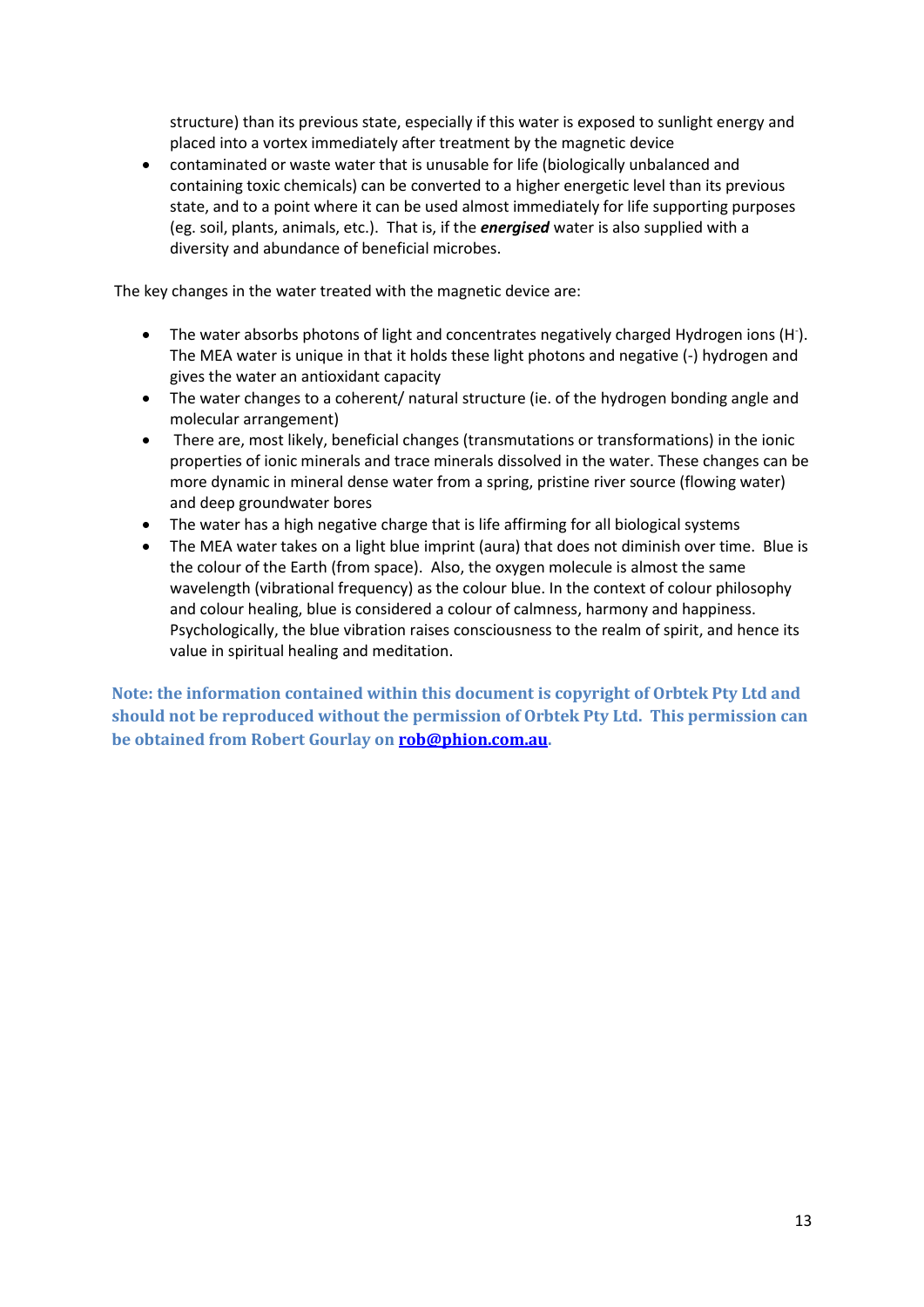structure) than its previous state, especially if this water is exposed to sunlight energy and placed into a vortex immediately after treatment by the magnetic device

- contaminated or waste water that is unusable for life (biologically unbalanced and containing toxic chemicals) can be converted to a higher energetic level than its previous state, and to a point where it can be used almost immediately for life supporting purposes (eg. soil, plants, animals, etc.). That is, if the ***energised*** water is also supplied with a diversity and abundance of beneficial microbes.

The key changes in the water treated with the magnetic device are:

- The water absorbs photons of light and concentrates negatively charged Hydrogen ions ($H^-$). The MEA water is unique in that it holds these light photons and negative (-) hydrogen and gives the water an antioxidant capacity
- The water changes to a coherent/ natural structure (ie. of the hydrogen bonding angle and molecular arrangement)
- There are, most likely, beneficial changes (transmutations or transformations) in the ionic properties of ionic minerals and trace minerals dissolved in the water. These changes can be more dynamic in mineral dense water from a spring, pristine river source (flowing water) and deep groundwater bores
- The water has a high negative charge that is life affirming for all biological systems
- The MEA water takes on a light blue imprint (aura) that does not diminish over time. Blue is the colour of the Earth (from space). Also, the oxygen molecule is almost the same wavelength (vibrational frequency) as the colour blue. In the context of colour philosophy and colour healing, blue is considered a colour of calmness, harmony and happiness. Psychologically, the blue vibration raises consciousness to the realm of spirit, and hence its value in spiritual healing and meditation.

**Note: the information contained within this document is copyright of Orbtek Pty Ltd and should not be reproduced without the permission of Orbtek Pty Ltd. This permission can be obtained from Robert Gourlay on rob@phion.com.au.**